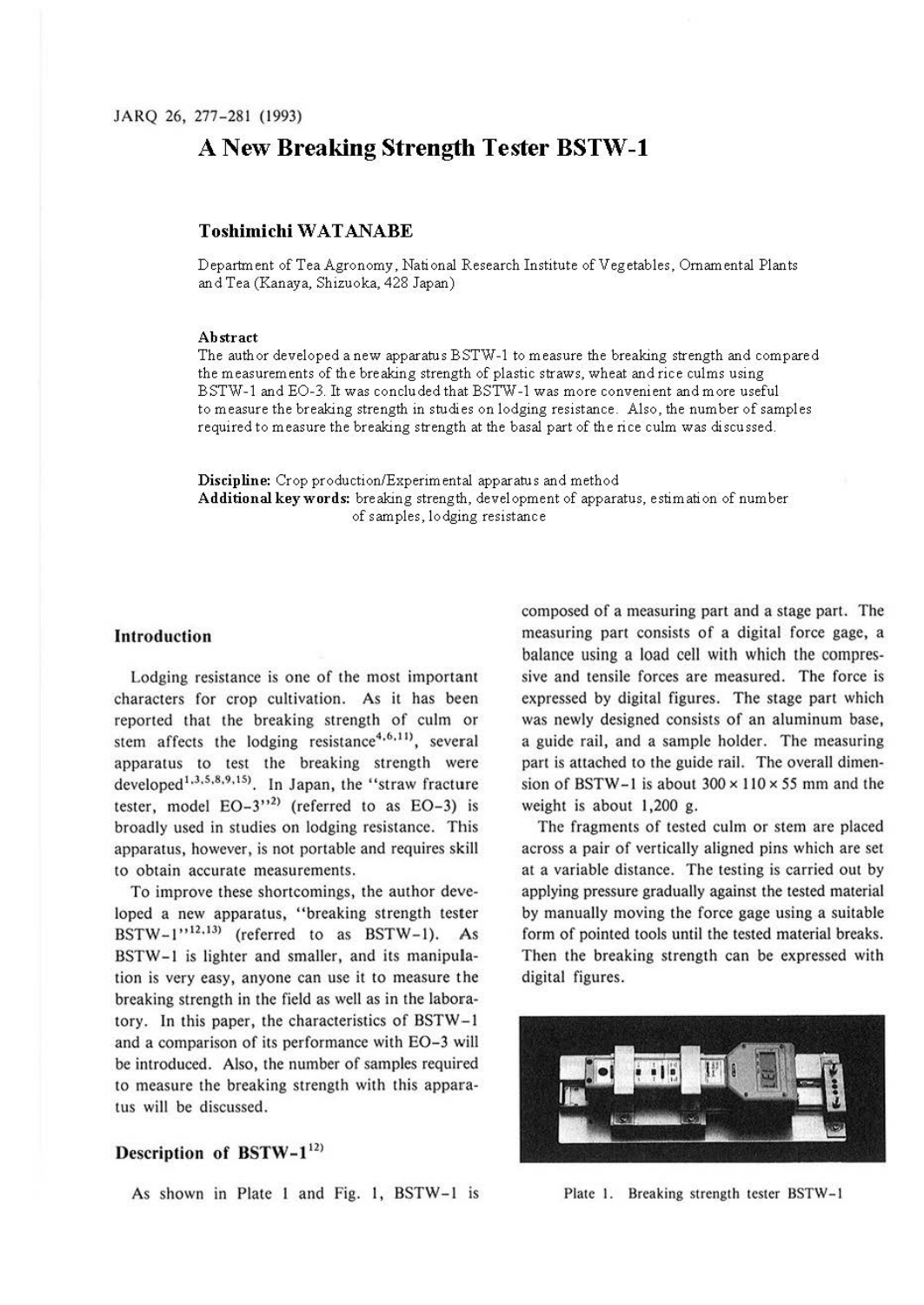# A New Breaking Strength Tester BSTW-1

**Toshimichi WATANABE**

Department of Tea Agronomy, National Research Institute of Vegetables, Ornamental Plants and Tea (Kanaya, Shizuoka, 428 Japan)

**Abstract**

The author developed a new apparatus BSTW-1 to measure the breaking strength and compared the measurements of the breaking strength of plastic straws, wheat and rice culms using BSTW-1 and EO-3. It was concluded that BSTW-1 was more convenient and more useful to measure the breaking strength in studies on lodging resistance. Also, the number of samples required to measure the breaking strength at the basal part of the rice culm was discussed.

**Discipline:** Crop production/Experimental apparatus and method
**Additional key words:** breaking strength, development of apparatus, estimation of number of samples, lodging resistance

## Introduction

Lodging resistance is one of the most important characters for crop cultivation. As it has been reported that the breaking strength of culm or stem affects the lodging resistance[4,6,11], several apparatus to test the breaking strength were developed[1,3,5,8,9,15]. In Japan, the "straw fracture tester, model EO-3"[2] (referred to as EO-3) is broadly used in studies on lodging resistance. This apparatus, however, is not portable and requires skill to obtain accurate measurements.

To improve these shortcomings, the author developed a new apparatus, "breaking strength tester BSTW-1"[12,13] (referred to as BSTW-1). As BSTW-1 is lighter and smaller, and its manipulation is very easy, anyone can use it to measure the breaking strength in the field as well as in the laboratory. In this paper, the characteristics of BSTW-1 and a comparison of its performance with EO-3 will be introduced. Also, the number of samples required to measure the breaking strength with this apparatus will be discussed.

## Description of BSTW-1[12]

As shown in Plate 1 and Fig. 1, BSTW-1 is composed of a measuring part and a stage part. The measuring part consists of a digital force gage, a balance using a load cell with which the compressive and tensile forces are measured. The force is expressed by digital figures. The stage part which was newly designed consists of an aluminum base, a guide rail, and a sample holder. The measuring part is attached to the guide rail. The overall dimension of BSTW-1 is about 300 × 110 × 55 mm and the weight is about 1,200 g.

The fragments of tested culm or stem are placed across a pair of vertically aligned pins which are set at a variable distance. The testing is carried out by applying pressure gradually against the tested material by manually moving the force gage using a suitable form of pointed tools until the tested material breaks. Then the breaking strength can be expressed with digital figures.

Plate 1. Breaking strength tester BSTW-1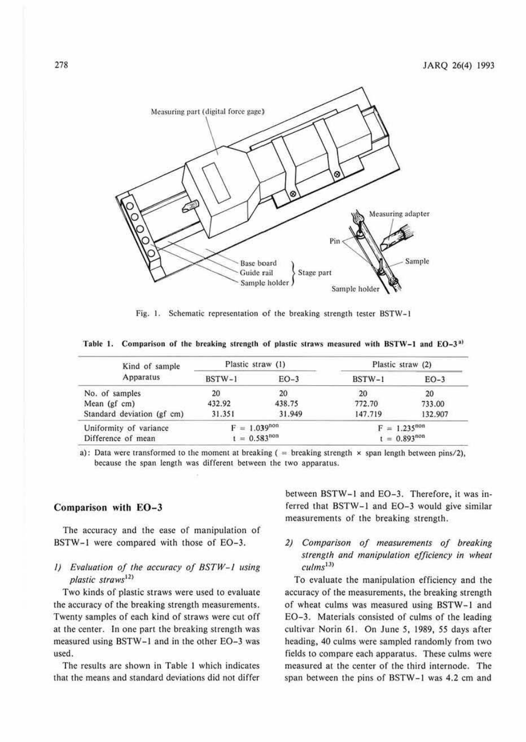Fig. 1. Schematic representation of the breaking strength tester BSTW-1

Table 1. Comparison of the breaking strength of plastic straws measured with BSTW-1 and EO-3[a)]

| Kind of sample | Plastic straw (1) | | Plastic straw (2) | |
|---|---|---|---|---|
| Apparatus | BSTW-1 | EO-3 | BSTW-1 | EO-3 |
| No. of samples | 20 | 20 | 20 | 20 |
| Mean (gf cm) | 432.92 | 438.75 | 772.70 | 733.00 |
| Standard deviation (gf cm) | 31.351 | 31.949 | 147.719 | 132.907 |
| Uniformity of variance | $F = 1.039^{non}$ | | $F = 1.235^{non}$ | |
| Difference of mean | $t = 0.583^{non}$ | | $t = 0.893^{non}$ | |

a): Data were transformed to the moment at breaking ( = breaking strength × span length between pins/2), because the span length was different between the two apparatus.

## Comparison with EO-3

The accuracy and the ease of manipulation of BSTW-1 were compared with those of EO-3.

### *1) Evaluation of the accuracy of BSTW-1 using plastic straws*[12)]

Two kinds of plastic straws were used to evaluate the accuracy of the breaking strength measurements. Twenty samples of each kind of straws were cut off at the center. In one part the breaking strength was measured using BSTW-1 and in the other EO-3 was used.

The results are shown in Table 1 which indicates that the means and standard deviations did not differ between BSTW-1 and EO-3. Therefore, it was inferred that BSTW-1 and EO-3 would give similar measurements of the breaking strength.

### *2) Comparison of measurements of breaking strength and manipulation efficiency in wheat culms*[13)]

To evaluate the manipulation efficiency and the accuracy of the measurements, the breaking strength of wheat culms was measured using BSTW-1 and EO-3. Materials consisted of culms of the leading cultivar Norin 61. On June 5, 1989, 55 days after heading, 40 culms were sampled randomly from two fields to compare each apparatus. These culms were measured at the center of the third internode. The span between the pins of BSTW-1 was 4.2 cm and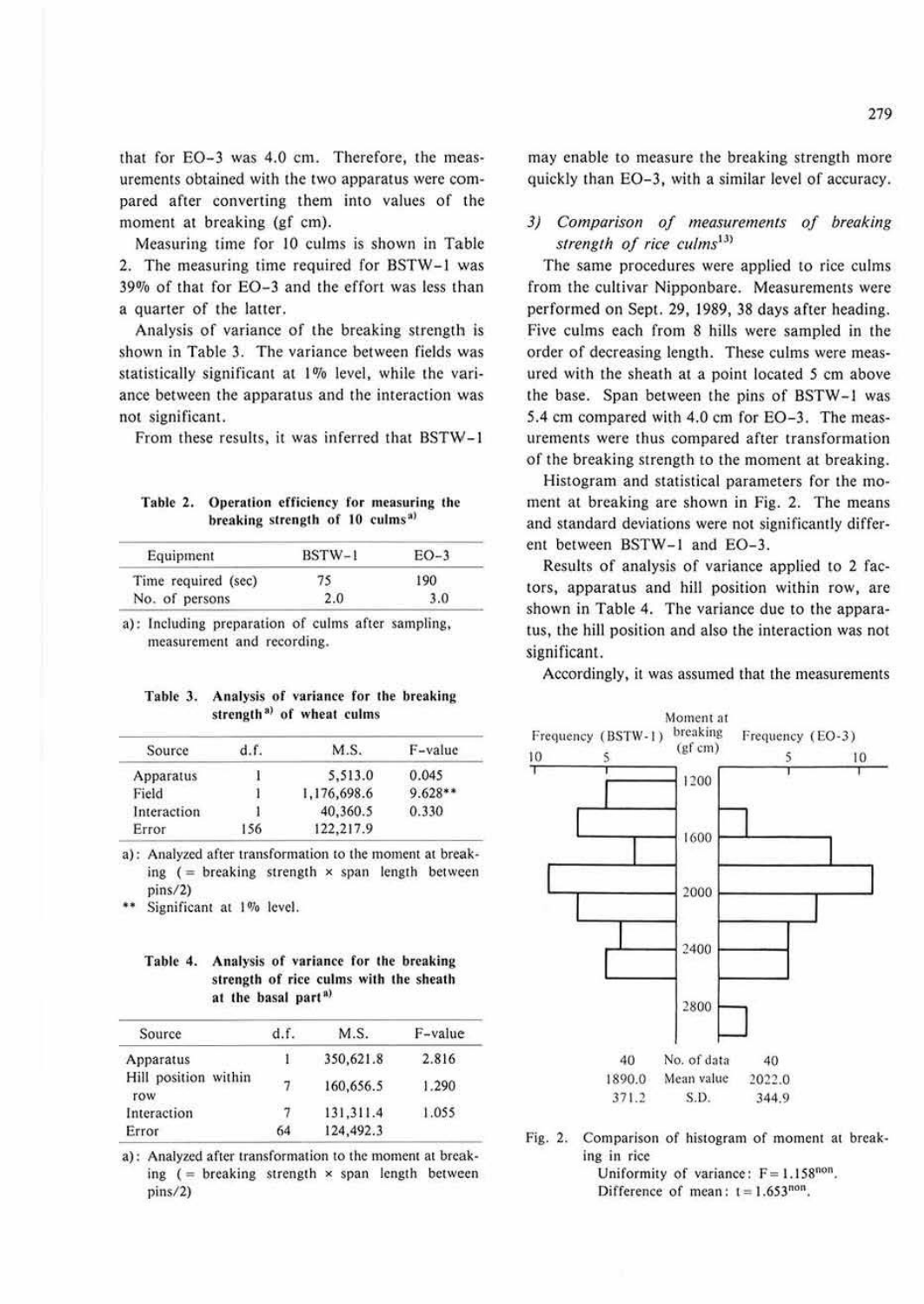that for EO-3 was 4.0 cm. Therefore, the measurements obtained with the two apparatus were compared after converting them into values of the moment at breaking (gf cm).

Measuring time for 10 culms is shown in Table 2. The measuring time required for BSTW-1 was 39% of that for EO-3 and the effort was less than a quarter of the latter.

Analysis of variance of the breaking strength is shown in Table 3. The variance between fields was statistically significant at 1% level, while the variance between the apparatus and the interaction was not significant.

From these results, it was inferred that BSTW-1 may enable to measure the breaking strength more quickly than EO-3, with a similar level of accuracy.

**Table 2. Operation efficiency for measuring the breaking strength of 10 culms[a)]**

| Equipment | BSTW-1 | EO-3 |
|---|---|---|
| Time required (sec) | 75 | 190 |
| No. of persons | 2.0 | 3.0 |

a): Including preparation of culms after sampling, measurement and recording.

**Table 3. Analysis of variance for the breaking strength[a)] of wheat culms**

| Source | d.f. | M.S. | F-value |
|---|---|---|---|
| Apparatus | 1 | 5,513.0 | 0.045 |
| Field | 1 | 1,176,698.6 | 9.628** |
| Interaction | 1 | 40,360.5 | 0.330 |
| Error | 156 | 122,217.9 | |

a): Analyzed after transformation to the moment at breaking (= breaking strength × span length between pins/2)

** Significant at 1% level.

**Table 4. Analysis of variance for the breaking strength of rice culms with the sheath at the basal part[a)]**

| Source | d.f. | M.S. | F-value |
|---|---|---|---|
| Apparatus | 1 | 350,621.8 | 2.816 |
| Hill position within row | 7 | 160,656.5 | 1.290 |
| Interaction | 7 | 131,311.4 | 1.055 |
| Error | 64 | 124,492.3 | |

a): Analyzed after transformation to the moment at breaking (= breaking strength × span length between pins/2)

### *3) Comparison of measurements of breaking strength of rice culms*[13)]

The same procedures were applied to rice culms from the cultivar Nipponbare. Measurements were performed on Sept. 29, 1989, 38 days after heading. Five culms each from 8 hills were sampled in the order of decreasing length. These culms were measured with the sheath at a point located 5 cm above the base. Span between the pins of BSTW-1 was 5.4 cm compared with 4.0 cm for EO-3. The measurements were thus compared after transformation of the breaking strength to the moment at breaking.

Histogram and statistical parameters for the moment at breaking are shown in Fig. 2. The means and standard deviations were not significantly different between BSTW-1 and EO-3.

Results of analysis of variance applied to 2 factors, apparatus and hill position within row, are shown in Table 4. The variance due to the apparatus, the hill position and also the interaction was not significant.

Accordingly, it was assumed that the measurements

| Frequency (BSTW-1) | Moment at breaking (gf cm) | Frequency (EO-3) |
|---|---|---|
| 40 | No. of data | 40 |
| 1890.0 | Mean value | 2022.0 |
| 371.2 | S.D. | 344.9 |

Fig. 2. Comparison of histogram of moment at breaking in rice
Uniformity of variance: $F = 1.158^{non}$.
Difference of mean: $t = 1.653^{non}$.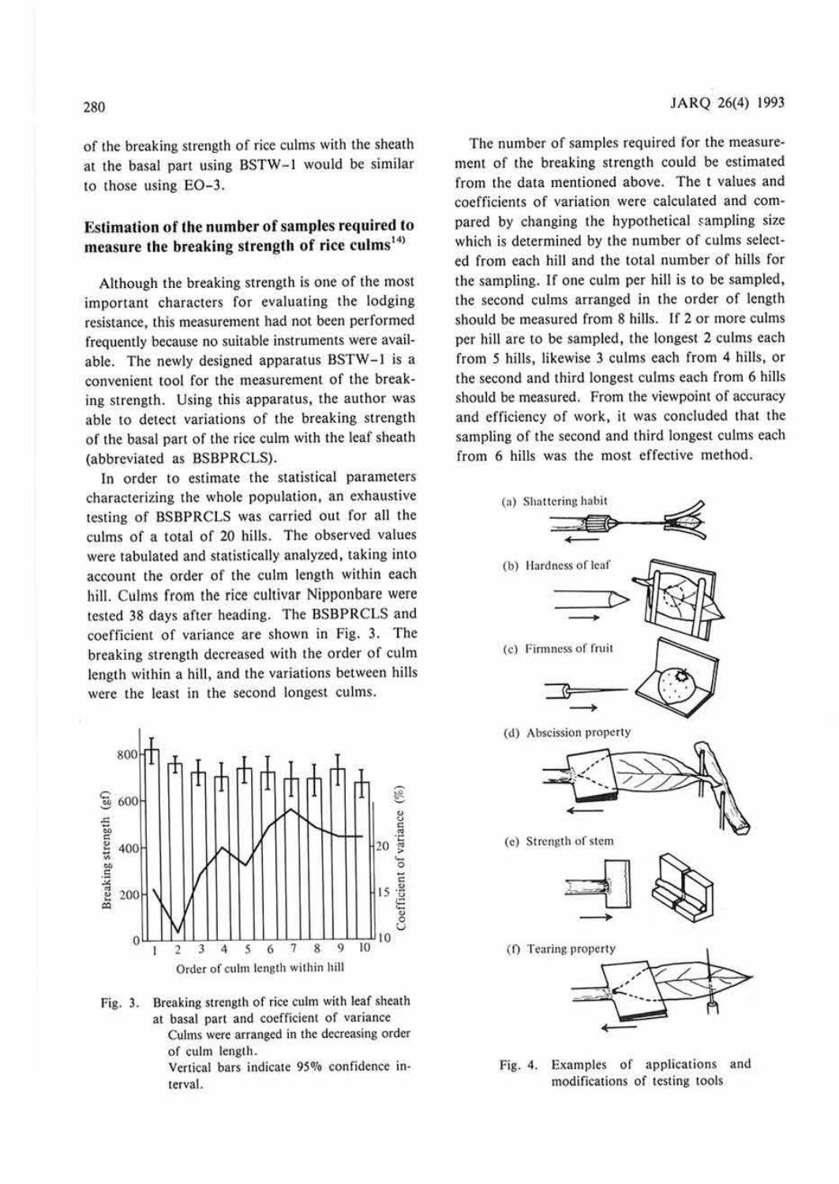of the breaking strength of rice culms with the sheath at the basal part using BSTW-1 would be similar to those using EO-3.

## Estimation of the number of samples required to measure the breaking strength of rice culms[14]

Although the breaking strength is one of the most important characters for evaluating the lodging resistance, this measurement had not been performed frequently because no suitable instruments were available. The newly designed apparatus BSTW-1 is a convenient tool for the measurement of the breaking strength. Using this apparatus, the author was able to detect variations of the breaking strength of the basal part of the rice culm with the leaf sheath (abbreviated as BSBPRCLS).

In order to estimate the statistical parameters characterizing the whole population, an exhaustive testing of BSBPRCLS was carried out for all the culms of a total of 20 hills. The observed values were tabulated and statistically analyzed, taking into account the order of the culm length within each hill. Culms from the rice cultivar Nipponbare were tested 38 days after heading. The BSBPRCLS and coefficient of variance are shown in Fig. 3. The breaking strength decreased with the order of culm length within a hill, and the variations between hills were the least in the second longest culms.

Fig. 3. Breaking strength of rice culm with leaf sheath at basal part and coefficient of variance
Culms were arranged in the decreasing order of culm length.
Vertical bars indicate 95% confidence interval.

The number of samples required for the measurement of the breaking strength could be estimated from the data mentioned above. The t values and coefficients of variation were calculated and compared by changing the hypothetical sampling size which is determined by the number of culms selected from each hill and the total number of hills for the sampling. If one culm per hill is to be sampled, the second culms arranged in the order of length should be measured from 8 hills. If 2 or more culms per hill are to be sampled, the longest 2 culms each from 5 hills, likewise 3 culms each from 4 hills, or the second and third longest culms each from 6 hills should be measured. From the viewpoint of accuracy and efficiency of work, it was concluded that the sampling of the second and third longest culms each from 6 hills was the most effective method.

Fig. 4. Examples of applications and modifications of testing tools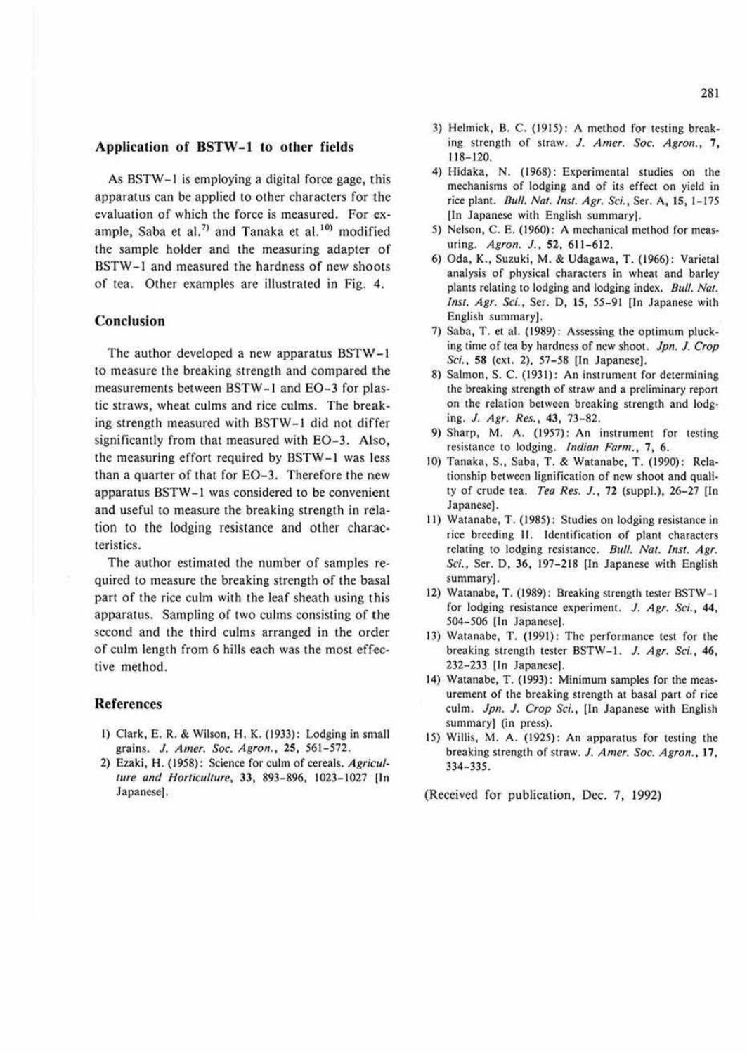## Application of BSTW-1 to other fields

As BSTW-1 is employing a digital force gage, this apparatus can be applied to other characters for the evaluation of which the force is measured. For example, Saba et al.[7] and Tanaka et al.[10] modified the sample holder and the measuring adapter of BSTW-1 and measured the hardness of new shoots of tea. Other examples are illustrated in Fig. 4.

## Conclusion

The author developed a new apparatus BSTW-1 to measure the breaking strength and compared the measurements between BSTW-1 and EO-3 for plastic straws, wheat culms and rice culms. The breaking strength measured with BSTW-1 did not differ significantly from that measured with EO-3. Also, the measuring effort required by BSTW-1 was less than a quarter of that for EO-3. Therefore the new apparatus BSTW-1 was considered to be convenient and useful to measure the breaking strength in relation to the lodging resistance and other characteristics.

The author estimated the number of samples required to measure the breaking strength of the basal part of the rice culm with the leaf sheath using this apparatus. Sampling of two culms consisting of the second and the third culms arranged in the order of culm length from 6 hills each was the most effective method.

## References

1) Clark, E. R. & Wilson, H. K. (1933): Lodging in small grains. *J. Amer. Soc. Agron.*, **25**, 561–572.
2) Ezaki, H. (1958): Science for culm of cereals. *Agriculture and Horticulture*, **33**, 893–896, 1023–1027 [In Japanese].
3) Helmick, B. C. (1915): A method for testing breaking strength of straw. *J. Amer. Soc. Agron.*, **7**, 118–120.
4) Hidaka, N. (1968): Experimental studies on the mechanisms of lodging and of its effect on yield in rice plant. *Bull. Nat. Inst. Agr. Sci.*, Ser. A, **15**, 1–175 [In Japanese with English summary].
5) Nelson, C. E. (1960): A mechanical method for measuring. *Agron. J.*, **52**, 611–612.
6) Oda, K., Suzuki, M. & Udagawa, T. (1966): Varietal analysis of physical characters in wheat and barley plants relating to lodging and lodging index. *Bull. Nat. Inst. Agr. Sci.*, Ser. D, **15**, 55–91 [In Japanese with English summary].
7) Saba, T. et al. (1989): Assessing the optimum plucking time of tea by hardness of new shoot. *Jpn. J. Crop Sci.*, **58** (ext. 2), 57–58 [In Japanese].
8) Salmon, S. C. (1931): An instrument for determining the breaking strength of straw and a preliminary report on the relation between breaking strength and lodging. *J. Agr. Res.*, **43**, 73–82.
9) Sharp, M. A. (1957): An instrument for testing resistance to lodging. *Indian Farm.*, **7**, 6.
10) Tanaka, S., Saba, T. & Watanabe, T. (1990): Relationship between lignification of new shoot and quality of crude tea. *Tea Res. J.*, **72** (suppl.), 26–27 [In Japanese].
11) Watanabe, T. (1985): Studies on lodging resistance in rice breeding II. Identification of plant characters relating to lodging resistance. *Bull. Nat. Inst. Agr. Sci.*, Ser. D, **36**, 197–218 [In Japanese with English summary].
12) Watanabe, T. (1989): Breaking strength tester BSTW-1 for lodging resistance experiment. *J. Agr. Sci.*, **44**, 504–506 [In Japanese].
13) Watanabe, T. (1991): The performance test for the breaking strength tester BSTW-1. *J. Agr. Sci.*, **46**, 232–233 [In Japanese].
14) Watanabe, T. (1993): Minimum samples for the measurement of the breaking strength at basal part of rice culm. *Jpn. J. Crop Sci.*, [In Japanese with English summary] (in press).
15) Willis, M. A. (1925): An apparatus for testing the breaking strength of straw. *J. Amer. Soc. Agron.*, **17**, 334–335.

(Received for publication, Dec. 7, 1992)